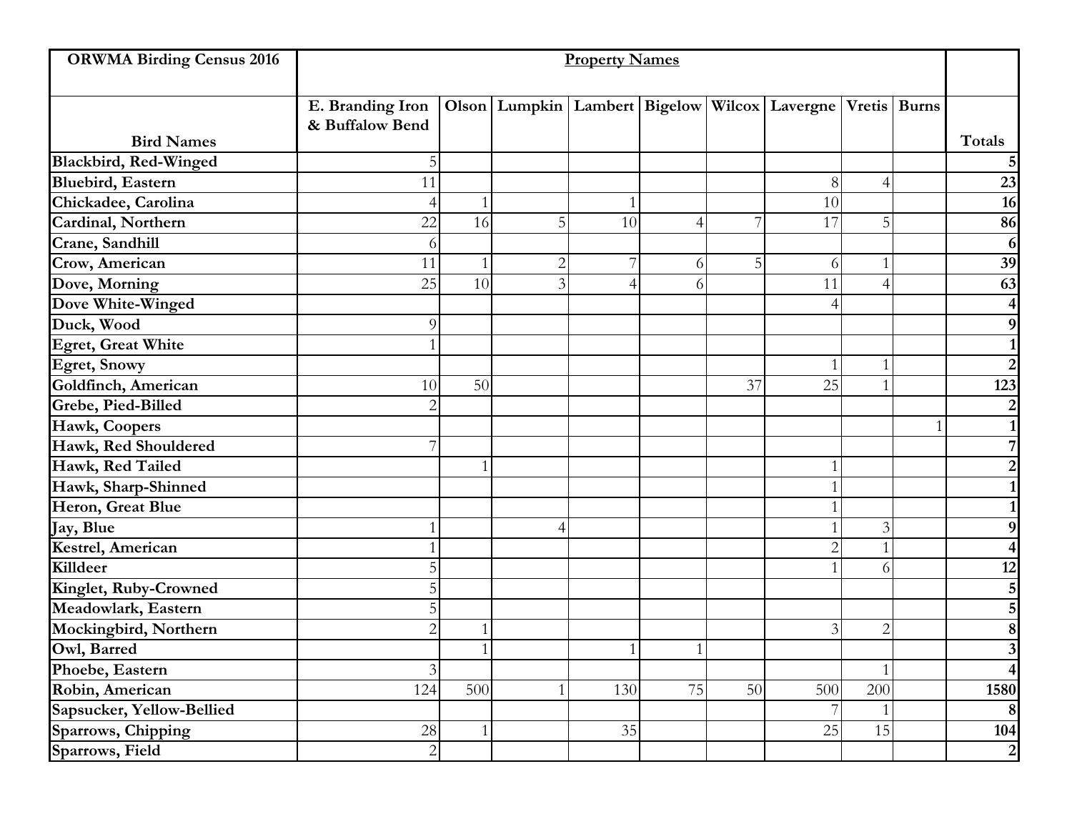| ORWMA Birding Census 2016 | Property Names | | | | | | | | | |
|---|---|---|---|---|---|---|---|---|---|---|
| Bird Names | E. Branding Iron & Buffalow Bend | Olson | Lumpkin | Lambert | Bigelow | Wilcox | Lavergne | Vretis | Burns | Totals |
| Blackbird, Red-Winged | 5 | | | | | | | | | 5 |
| Bluebird, Eastern | 11 | | | | | | 8 | 4 | | 23 |
| Chickadee, Carolina | 4 | 1 | | 1 | | | 10 | | | 16 |
| Cardinal, Northern | 22 | 16 | 5 | 10 | 4 | 7 | 17 | 5 | | 86 |
| Crane, Sandhill | 6 | | | | | | | | | 6 |
| Crow, American | 11 | 1 | 2 | 7 | 6 | 5 | 6 | 1 | | 39 |
| Dove, Morning | 25 | 10 | 3 | 4 | 6 | | 11 | 4 | | 63 |
| Dove White-Winged | | | | | | | 4 | | | 4 |
| Duck, Wood | 9 | | | | | | | | | 9 |
| Egret, Great White | 1 | | | | | | | | | 1 |
| Egret, Snowy | | | | | | | 1 | 1 | | 2 |
| Goldfinch, American | 10 | 50 | | | | 37 | 25 | 1 | | 123 |
| Grebe, Pied-Billed | 2 | | | | | | | | | 2 |
| Hawk, Coopers | | | | | | | | | 1 | 1 |
| Hawk, Red Shouldered | 7 | | | | | | | | | 7 |
| Hawk, Red Tailed | | 1 | | | | | 1 | | | 2 |
| Hawk, Sharp-Shinned | | | | | | | 1 | | | 1 |
| Heron, Great Blue | | | | | | | 1 | | | 1 |
| Jay, Blue | 1 | | 4 | | | | 1 | 3 | | 9 |
| Kestrel, American | 1 | | | | | | 2 | 1 | | 4 |
| Killdeer | 5 | | | | | | 1 | 6 | | 12 |
| Kinglet, Ruby-Crowned | 5 | | | | | | | | | 5 |
| Meadowlark, Eastern | 5 | | | | | | | | | 5 |
| Mockingbird, Northern | 2 | 1 | | | | | 3 | 2 | | 8 |
| Owl, Barred | | 1 | | 1 | 1 | | | | | 3 |
| Phoebe, Eastern | 3 | | | | | | | 1 | | 4 |
| Robin, American | 124 | 500 | 1 | 130 | 75 | 50 | 500 | 200 | | 1580 |
| Sapsucker, Yellow-Bellied | | | | | | | 7 | 1 | | 8 |
| Sparrows, Chipping | 28 | 1 | | 35 | | | 25 | 15 | | 104 |
| Sparrows, Field | 2 | | | | | | | | | 2 |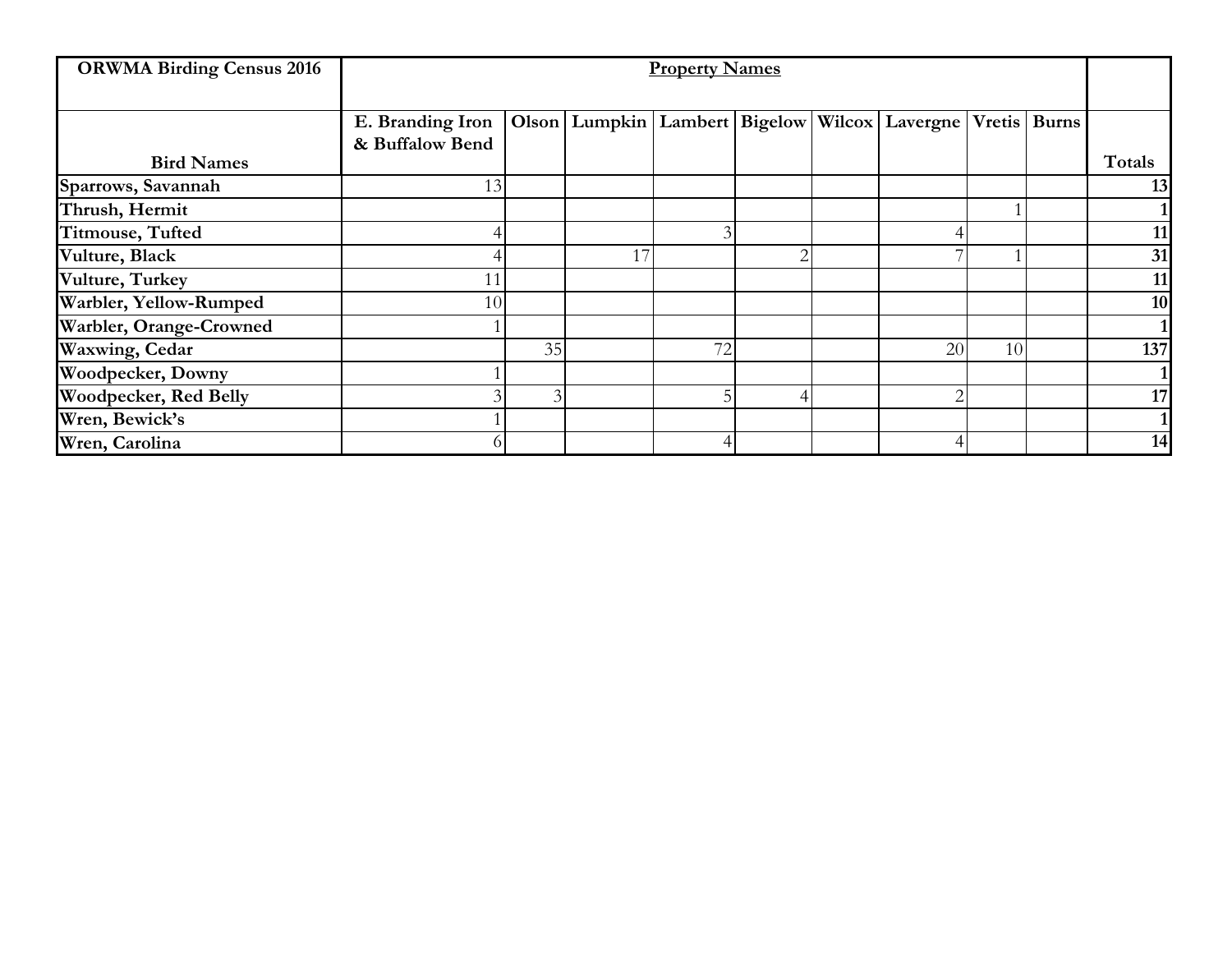| ORWMA Birding Census 2016 | Property Names | | | | | | | | | |
|---|---|---|---|---|---|---|---|---|---|---|
| Bird Names | E. Branding Iron & Buffalow Bend | Olson | Lumpkin | Lambert | Bigelow | Wilcox | Lavergne | Vretis | Burns | Totals |
| Sparrows, Savannah | 13 | | | | | | | | | 13 |
| Thrush, Hermit | | | | | | | | 1 | | 1 |
| Titmouse, Tufted | 4 | | | 3 | | | 4 | | | 11 |
| Vulture, Black | 4 | | 17 | | 2 | | 7 | 1 | | 31 |
| Vulture, Turkey | 11 | | | | | | | | | 11 |
| Warbler, Yellow-Rumped | 10 | | | | | | | | | 10 |
| Warbler, Orange-Crowned | 1 | | | | | | | | | 1 |
| Waxwing, Cedar | | 35 | | 72 | | | 20 | 10 | | 137 |
| Woodpecker, Downy | 1 | | | | | | | | | 1 |
| Woodpecker, Red Belly | 3 | 3 | | 5 | 4 | | 2 | | | 17 |
| Wren, Bewick's | 1 | | | | | | | | | 1 |
| Wren, Carolina | 6 | | | 4 | | | 4 | | | 14 |